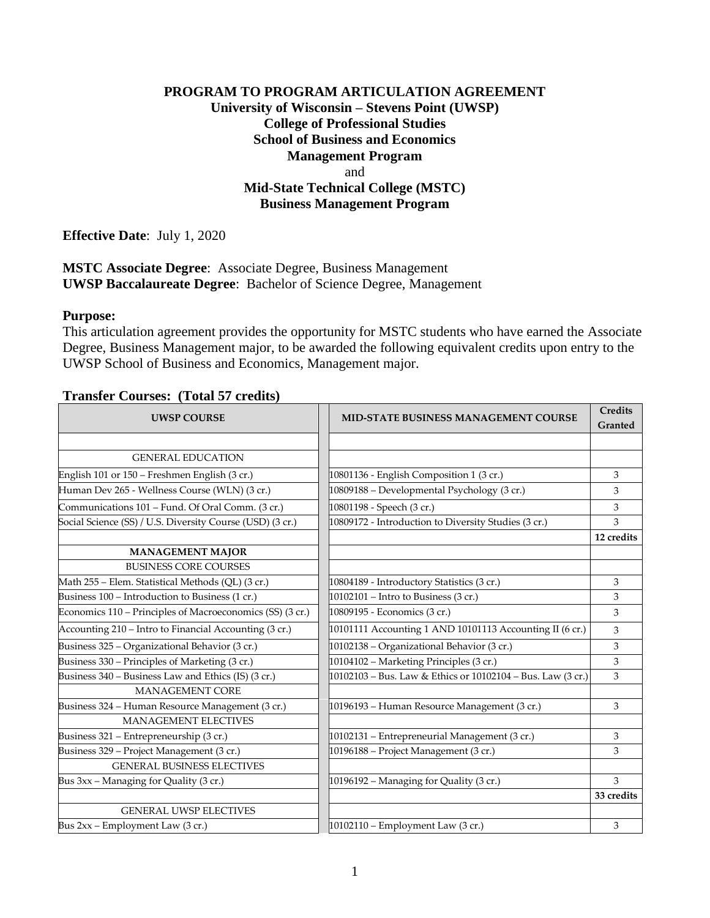**PROGRAM TO PROGRAM ARTICULATION AGREEMENT**
**University of Wisconsin – Stevens Point (UWSP)**
**College of Professional Studies**
**School of Business and Economics**
**Management Program**
and
**Mid-State Technical College (MSTC)**
**Business Management Program**

**Effective Date**: July 1, 2020

**MSTC Associate Degree**: Associate Degree, Business Management
**UWSP Baccalaureate Degree**: Bachelor of Science Degree, Management

**Purpose:**
This articulation agreement provides the opportunity for MSTC students who have earned the Associate Degree, Business Management major, to be awarded the following equivalent credits upon entry to the UWSP School of Business and Economics, Management major.

**Transfer Courses: (Total 57 credits)**

| UWSP COURSE | MID-STATE BUSINESS MANAGEMENT COURSE | Credits Granted |
|---|---|---|
| | | |
| GENERAL EDUCATION | | |
| English 101 or 150 – Freshmen English (3 cr.) | 10801136 - English Composition 1 (3 cr.) | 3 |
| Human Dev 265 - Wellness Course (WLN) (3 cr.) | 10809188 – Developmental Psychology (3 cr.) | 3 |
| Communications 101 – Fund. Of Oral Comm. (3 cr.) | 10801198 - Speech (3 cr.) | 3 |
| Social Science (SS) / U.S. Diversity Course (USD) (3 cr.) | 10809172 - Introduction to Diversity Studies (3 cr.) | 3 |
| | | **12 credits** |
| **MANAGEMENT MAJOR** | | |
| BUSINESS CORE COURSES | | |
| Math 255 – Elem. Statistical Methods (QL) (3 cr.) | 10804189 - Introductory Statistics (3 cr.) | 3 |
| Business 100 – Introduction to Business (1 cr.) | 10102101 – Intro to Business (3 cr.) | 3 |
| Economics 110 – Principles of Macroeconomics (SS) (3 cr.) | 10809195 - Economics (3 cr.) | 3 |
| Accounting 210 – Intro to Financial Accounting (3 cr.) | 10101111 Accounting 1 AND 10101113 Accounting II (6 cr.) | 3 |
| Business 325 – Organizational Behavior (3 cr.) | 10102138 – Organizational Behavior (3 cr.) | 3 |
| Business 330 – Principles of Marketing (3 cr.) | 10104102 – Marketing Principles (3 cr.) | 3 |
| Business 340 – Business Law and Ethics (IS) (3 cr.) | 10102103 – Bus. Law & Ethics or 10102104 – Bus. Law (3 cr.) | 3 |
| MANAGEMENT CORE | | |
| Business 324 – Human Resource Management (3 cr.) | 10196193 – Human Resource Management (3 cr.) | 3 |
| MANAGEMENT ELECTIVES | | |
| Business 321 – Entrepreneurship (3 cr.) | 10102131 – Entrepreneurial Management (3 cr.) | 3 |
| Business 329 – Project Management (3 cr.) | 10196188 – Project Management (3 cr.) | 3 |
| GENERAL BUSINESS ELECTIVES | | |
| Bus 3xx – Managing for Quality (3 cr.) | 10196192 – Managing for Quality (3 cr.) | 3 |
| | | **33 credits** |
| GENERAL UWSP ELECTIVES | | |
| Bus 2xx – Employment Law (3 cr.) | 10102110 – Employment Law (3 cr.) | 3 |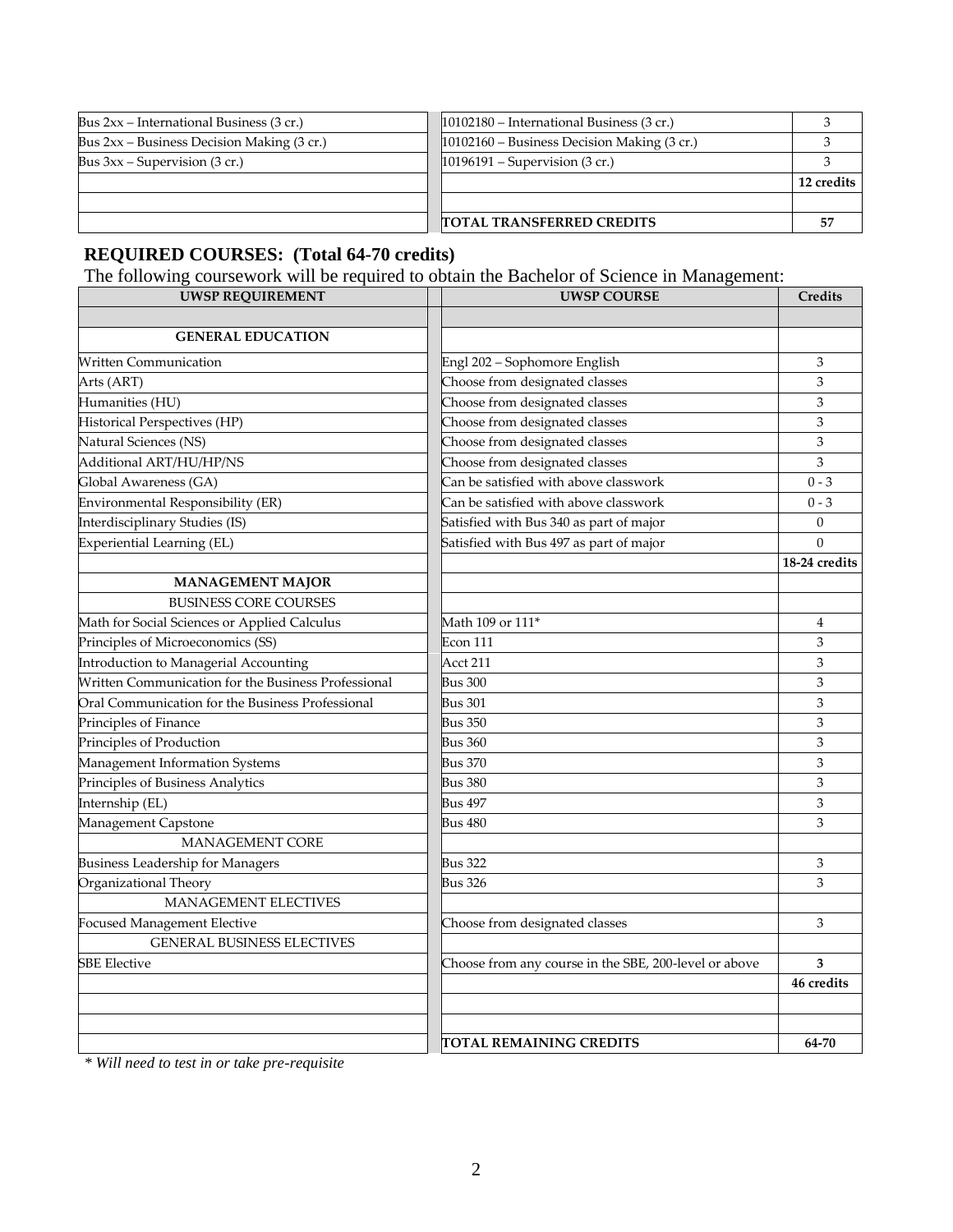| | | |
|---|---|---|
| Bus 2xx – International Business (3 cr.) | 10102180 – International Business (3 cr.) | 3 |
| Bus 2xx – Business Decision Making (3 cr.) | 10102160 – Business Decision Making (3 cr.) | 3 |
| Bus 3xx – Supervision (3 cr.) | 10196191 – Supervision (3 cr.) | 3 |
| | | **12 credits** |
| | | |
| | **TOTAL TRANSFERRED CREDITS** | **57** |

## REQUIRED COURSES: (Total 64-70 credits)

The following coursework will be required to obtain the Bachelor of Science in Management:

| UWSP REQUIREMENT | UWSP COURSE | Credits |
|---|---|---|
| | | |
| **GENERAL EDUCATION** | | |
| Written Communication | Engl 202 – Sophomore English | 3 |
| Arts (ART) | Choose from designated classes | 3 |
| Humanities (HU) | Choose from designated classes | 3 |
| Historical Perspectives (HP) | Choose from designated classes | 3 |
| Natural Sciences (NS) | Choose from designated classes | 3 |
| Additional ART/HU/HP/NS | Choose from designated classes | 3 |
| Global Awareness (GA) | Can be satisfied with above classwork | 0 - 3 |
| Environmental Responsibility (ER) | Can be satisfied with above classwork | 0 - 3 |
| Interdisciplinary Studies (IS) | Satisfied with Bus 340 as part of major | 0 |
| Experiential Learning (EL) | Satisfied with Bus 497 as part of major | 0 |
| | | **18-24 credits** |
| **MANAGEMENT MAJOR** | | |
| BUSINESS CORE COURSES | | |
| Math for Social Sciences or Applied Calculus | Math 109 or 111* | 4 |
| Principles of Microeconomics (SS) | Econ 111 | 3 |
| Introduction to Managerial Accounting | Acct 211 | 3 |
| Written Communication for the Business Professional | Bus 300 | 3 |
| Oral Communication for the Business Professional | Bus 301 | 3 |
| Principles of Finance | Bus 350 | 3 |
| Principles of Production | Bus 360 | 3 |
| Management Information Systems | Bus 370 | 3 |
| Principles of Business Analytics | Bus 380 | 3 |
| Internship (EL) | Bus 497 | 3 |
| Management Capstone | Bus 480 | 3 |
| MANAGEMENT CORE | | |
| Business Leadership for Managers | Bus 322 | 3 |
| Organizational Theory | Bus 326 | 3 |
| MANAGEMENT ELECTIVES | | |
| Focused Management Elective | Choose from designated classes | 3 |
| GENERAL BUSINESS ELECTIVES | | |
| SBE Elective | Choose from any course in the SBE, 200-level or above | **3** |
| | | **46 credits** |
| | | |
| | | |
| | **TOTAL REMAINING CREDITS** | **64-70** |

*\* Will need to test in or take pre-requisite*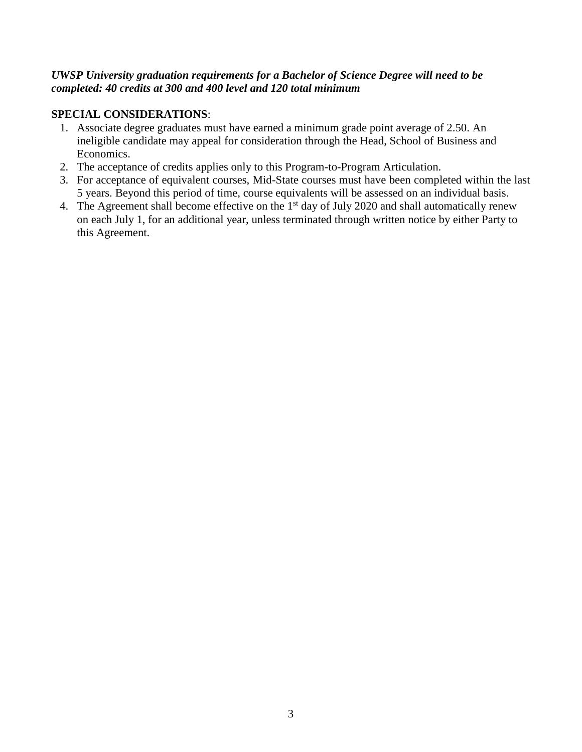***UWSP University graduation requirements for a Bachelor of Science Degree will need to be completed: 40 credits at 300 and 400 level and 120 total minimum***

**SPECIAL CONSIDERATIONS**:

1. Associate degree graduates must have earned a minimum grade point average of 2.50. An ineligible candidate may appeal for consideration through the Head, School of Business and Economics.
2. The acceptance of credits applies only to this Program-to-Program Articulation.
3. For acceptance of equivalent courses, Mid-State courses must have been completed within the last 5 years. Beyond this period of time, course equivalents will be assessed on an individual basis.
4. The Agreement shall become effective on the 1st day of July 2020 and shall automatically renew on each July 1, for an additional year, unless terminated through written notice by either Party to this Agreement.